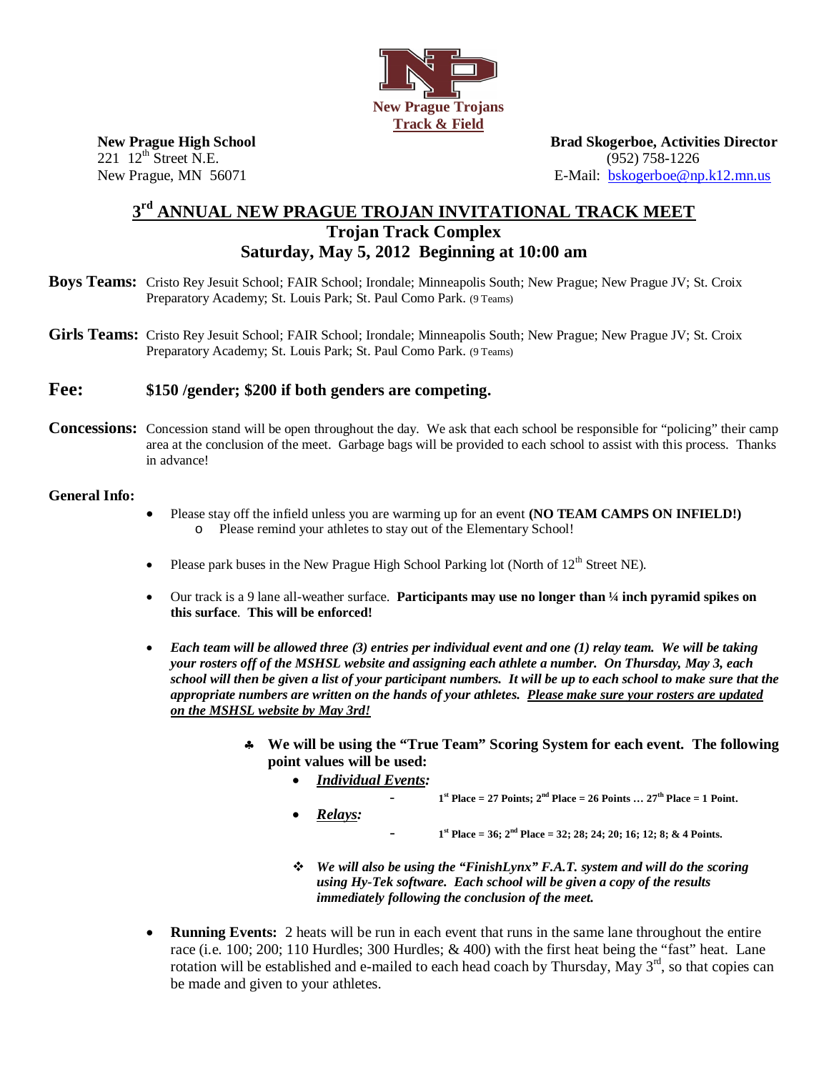New Prague Trojans
Track & Field

**New Prague High School**
221 12th Street N.E.
New Prague, MN 56071

**Brad Skogerboe, Activities Director**
(952) 758-1226
E-Mail: bskogerboe@np.k12.mn.us

# 3rd ANNUAL NEW PRAGUE TROJAN INVITATIONAL TRACK MEET

## Trojan Track Complex

## Saturday, May 5, 2012 Beginning at 10:00 am

**Boys Teams:** Cristo Rey Jesuit School; FAIR School; Irondale; Minneapolis South; New Prague; New Prague JV; St. Croix Preparatory Academy; St. Louis Park; St. Paul Como Park. (9 Teams)

**Girls Teams:** Cristo Rey Jesuit School; FAIR School; Irondale; Minneapolis South; New Prague; New Prague JV; St. Croix Preparatory Academy; St. Louis Park; St. Paul Como Park. (9 Teams)

**Fee:** **$150 /gender; $200 if both genders are competing.**

**Concessions:** Concession stand will be open throughout the day. We ask that each school be responsible for "policing" their camp area at the conclusion of the meet. Garbage bags will be provided to each school to assist with this process. Thanks in advance!

**General Info:**

- Please stay off the infield unless you are warming up for an event **(NO TEAM CAMPS ON INFIELD!)**
  - Please remind your athletes to stay out of the Elementary School!
- Please park buses in the New Prague High School Parking lot (North of 12th Street NE).
- Our track is a 9 lane all-weather surface. **Participants may use no longer than ¼ inch pyramid spikes on this surface**. **This will be enforced!**
- ***Each team will be allowed three (3) entries per individual event and one (1) relay team. We will be taking your rosters off of the MSHSL website and assigning each athlete a number. On Thursday, May 3, each school will then be given a list of your participant numbers. It will be up to each school to make sure that the appropriate numbers are written on the hands of your athletes. Please make sure your rosters are updated on the MSHSL website by May 3rd!***

  - **We will be using the "True Team" Scoring System for each event. The following point values will be used:**
    - ***Individual Events:***
      - **1st Place = 27 Points; 2nd Place = 26 Points … 27th Place = 1 Point.**
    - ***Relays:***
      - **1st Place = 36; 2nd Place = 32; 28; 24; 20; 16; 12; 8; & 4 Points.**

  - ***We will also be using the "FinishLynx" F.A.T. system and will do the scoring using Hy-Tek software. Each school will be given a copy of the results immediately following the conclusion of the meet.***

- **Running Events:** 2 heats will be run in each event that runs in the same lane throughout the entire race (i.e. 100; 200; 110 Hurdles; 300 Hurdles; & 400) with the first heat being the "fast" heat. Lane rotation will be established and e-mailed to each head coach by Thursday, May 3rd, so that copies can be made and given to your athletes.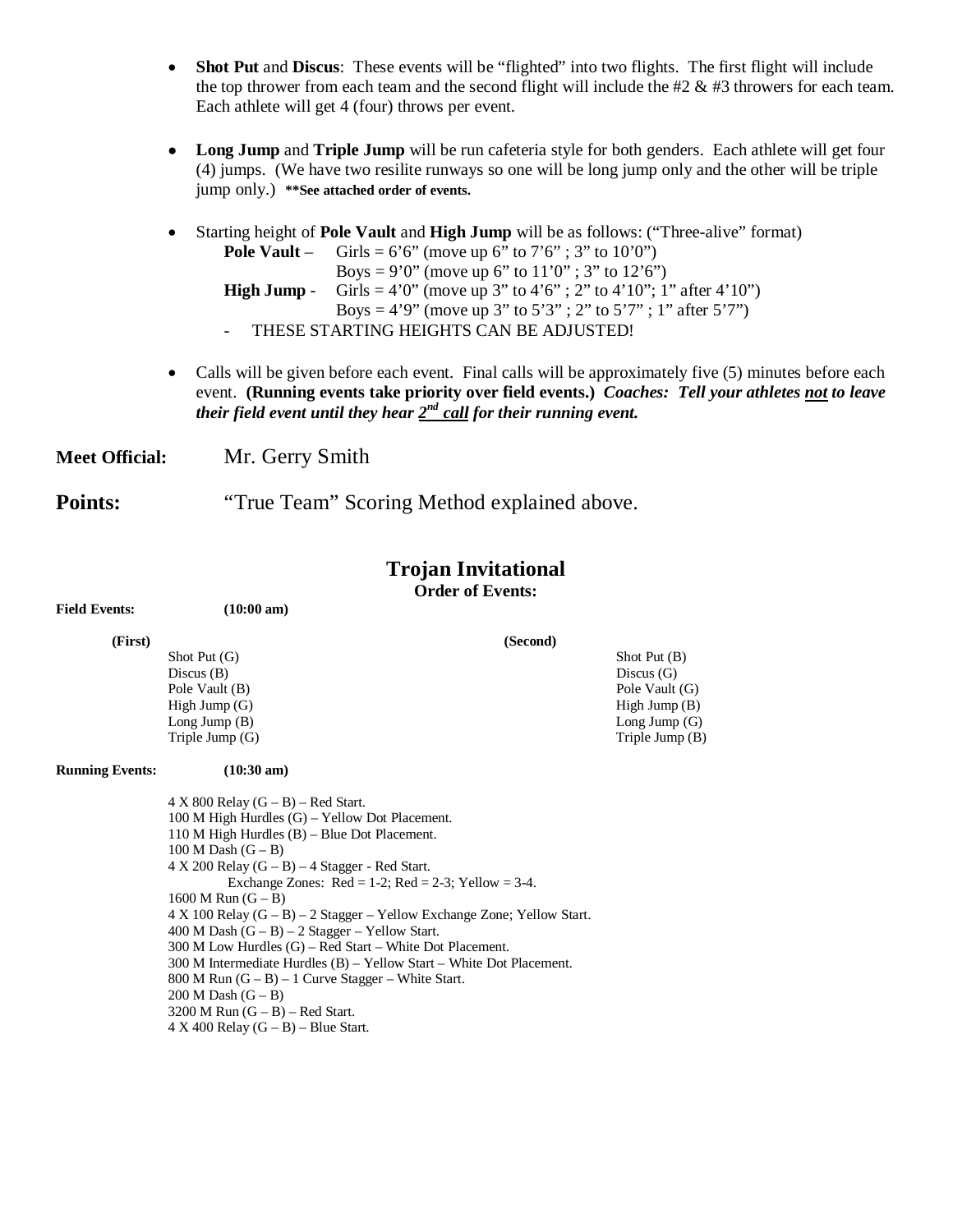- **Shot Put** and **Discus**: These events will be "flighted" into two flights. The first flight will include the top thrower from each team and the second flight will include the #2 & #3 throwers for each team. Each athlete will get 4 (four) throws per event.

- **Long Jump** and **Triple Jump** will be run cafeteria style for both genders. Each athlete will get four (4) jumps. (We have two resilite runways so one will be long jump only and the other will be triple jump only.) **\*\*See attached order of events.**

- Starting height of **Pole Vault** and **High Jump** will be as follows: ("Three-alive" format)
  - **Pole Vault** – Girls = 6'6" (move up 6" to 7'6" ; 3" to 10'0")
    Boys = 9'0" (move up 6" to 11'0" ; 3" to 12'6")
  - **High Jump** - Girls = 4'0" (move up 3" to 4'6" ; 2" to 4'10"; 1" after 4'10")
    Boys = 4'9" (move up 3" to 5'3" ; 2" to 5'7" ; 1" after 5'7")
  - THESE STARTING HEIGHTS CAN BE ADJUSTED!

- Calls will be given before each event. Final calls will be approximately five (5) minutes before each event. **(Running events take priority over field events.)** ***Coaches: Tell your athletes <u>not</u> to leave their field event until they hear <u>2nd call</u> for their running event.***

**Meet Official:** Mr. Gerry Smith

**Points:** "True Team" Scoring Method explained above.

## Trojan Invitational

### Order of Events:

**Field Events:** **(10:00 am)**

| **(First)** | **(Second)** |
|---|---|
| Shot Put (G) | Shot Put (B) |
| Discus (B) | Discus (G) |
| Pole Vault (B) | Pole Vault (G) |
| High Jump (G) | High Jump (B) |
| Long Jump (B) | Long Jump (G) |
| Triple Jump (G) | Triple Jump (B) |

**Running Events:** **(10:30 am)**

4 X 800 Relay (G – B) – Red Start.
100 M High Hurdles (G) – Yellow Dot Placement.
110 M High Hurdles (B) – Blue Dot Placement.
100 M Dash (G – B)
4 X 200 Relay (G – B) – 4 Stagger - Red Start.
  Exchange Zones: Red = 1-2; Red = 2-3; Yellow = 3-4.
1600 M Run (G – B)
4 X 100 Relay (G – B) – 2 Stagger – Yellow Exchange Zone; Yellow Start.
400 M Dash (G – B) – 2 Stagger – Yellow Start.
300 M Low Hurdles (G) – Red Start – White Dot Placement.
300 M Intermediate Hurdles (B) – Yellow Start – White Dot Placement.
800 M Run (G – B) – 1 Curve Stagger – White Start.
200 M Dash (G – B)
3200 M Run (G – B) – Red Start.
4 X 400 Relay (G – B) – Blue Start.